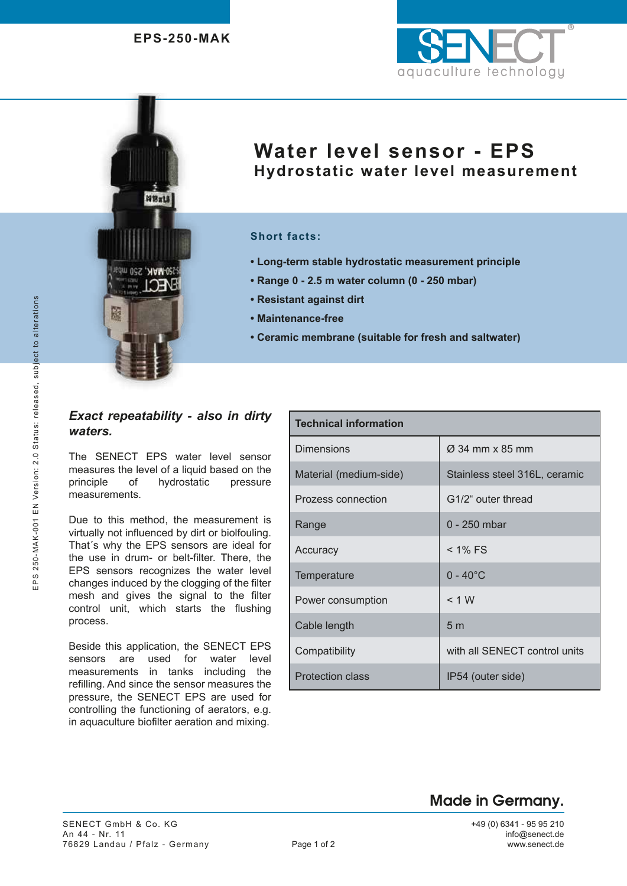EPS-250-MAK

# Water level sensor - EPS

## Hydrostatic water level measurement

**Short facts:**

- **Long-term stable hydrostatic measurement principle**
- **Range 0 - 2.5 m water column (0 - 250 mbar)**
- **Resistant against dirt**
- **Maintenance-free**
- **Ceramic membrane (suitable for fresh and saltwater)**

EPS 250-MAK-001 EN Version: 2.0 Status: released, subject to alterations

### *Exact repeatability - also in dirty waters.*

The SENECT EPS water level sensor measures the level of a liquid based on the principle of hydrostatic pressure measurements.

Due to this method, the measurement is virtually not influenced by dirt or biofouling. That´s why the EPS sensors are ideal for the use in drum- or belt-filter. There, the EPS sensors recognizes the water level changes induced by the clogging of the filter mesh and gives the signal to the filter control unit, which starts the flushing process.

Beside this application, the SENECT EPS sensors are used for water level measurements in tanks including the refilling. And since the sensor measures the pressure, the SENECT EPS are used for controlling the functioning of aerators, e.g. in aquaculture biofilter aeration and mixing.

| Technical information | |
|---|---|
| Dimensions | Ø 34 mm x 85 mm |
| Material (medium-side) | Stainless steel 316L, ceramic |
| Prozess connection | G1/2“ outer thread |
| Range | 0 - 250 mbar |
| Accuracy | < 1% FS |
| Temperature | 0 - 40°C |
| Power consumption | < 1 W |
| Cable length | 5 m |
| Compatibility | with all SENECT control units |
| Protection class | IP54 (outer side) |

**Made in Germany.**

SENECT GmbH & Co. KG
An 44 - Nr. 11
76829 Landau / Pfalz - Germany

+49 (0) 6341 - 95 95 210
info@senect.de
www.senect.de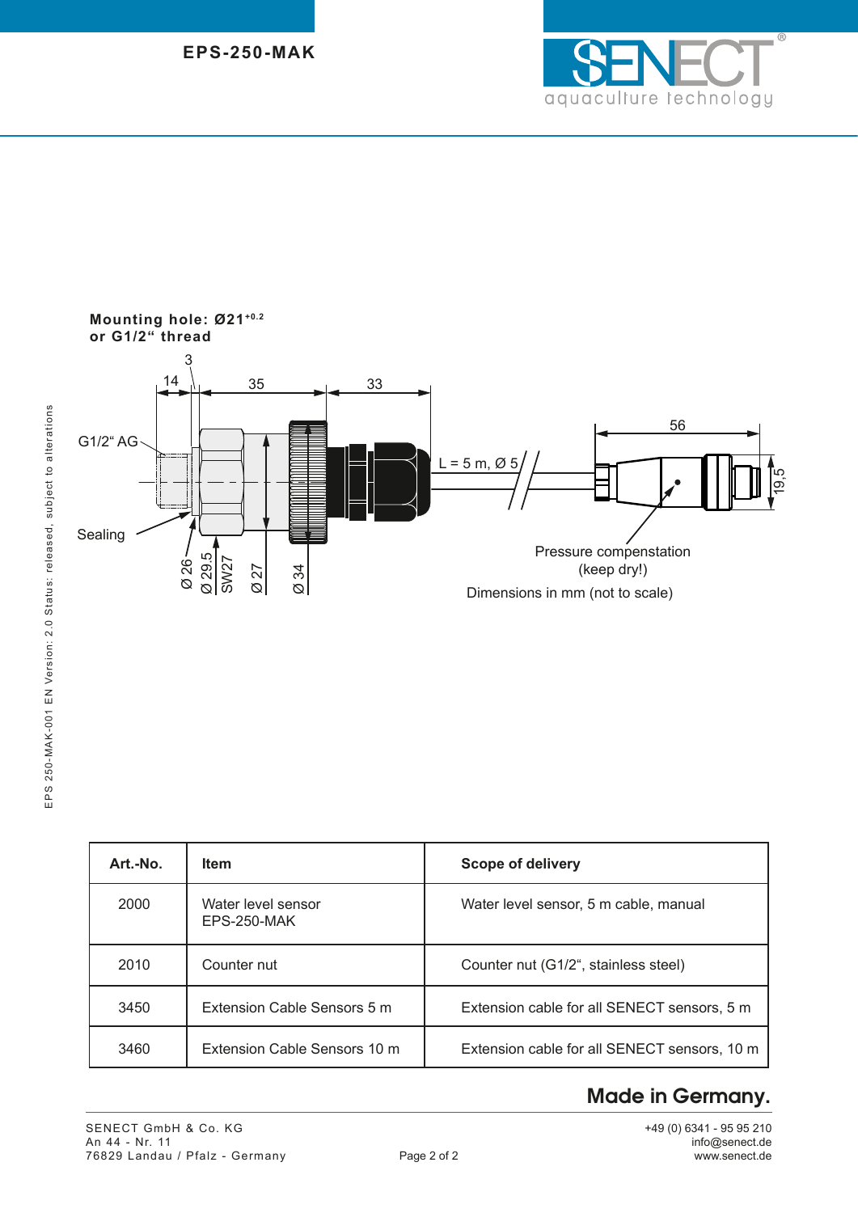**Mounting hole: Ø21$^{+0.2}$**
**or G1/2“ thread**

3
14
35
33
56
G1/2“ AG
L = 5 m, Ø 5
19,5
Sealing
Ø 26
Ø 29,5
SW27
Ø 27
Ø 34
Pressure compenstation
(keep dry!)
Dimensions in mm (not to scale)

| Art.-No. | Item | Scope of delivery |
|---|---|---|
| 2000 | Water level sensor EPS-250-MAK | Water level sensor, 5 m cable, manual |
| 2010 | Counter nut | Counter nut (G1/2“, stainless steel) |
| 3450 | Extension Cable Sensors 5 m | Extension cable for all SENECT sensors, 5 m |
| 3460 | Extension Cable Sensors 10 m | Extension cable for all SENECT sensors, 10 m |

**Made in Germany.**

SENECT GmbH & Co. KG
An 44 - Nr. 11
76829 Landau / Pfalz - Germany

+49 (0) 6341 - 95 95 210
info@senect.de
www.senect.de